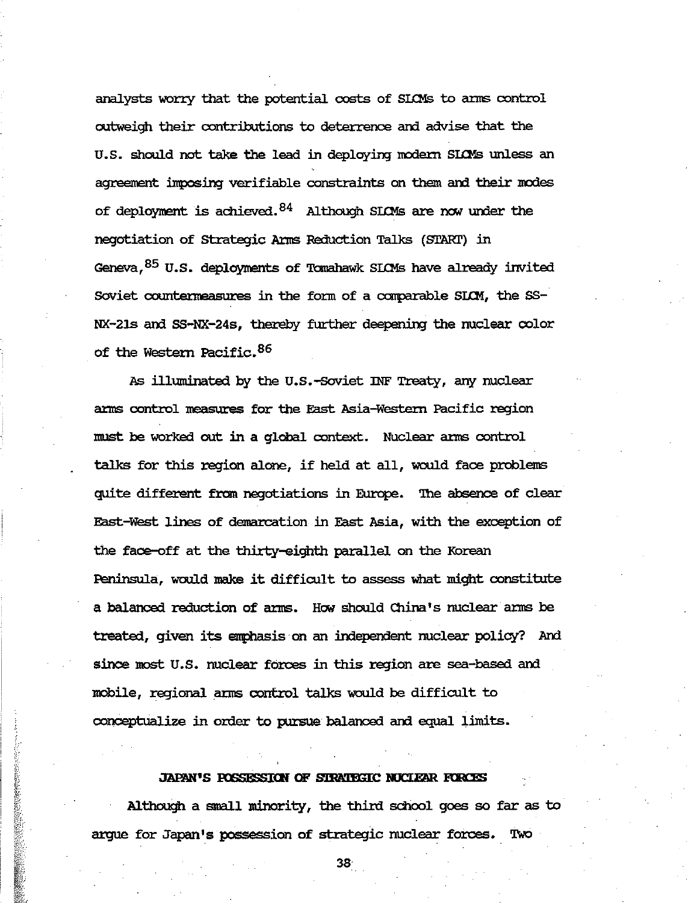analysts worry that the potential costs of SLCMs to arms control outweigh their contributions to deterrence and advise that the U.S. should not take the lead in deploying modern SLCMs unless an agreement imposing verifiable constraints on them and their modes of deployment is achieved.[84] Although SLCMs are now under the negotiation of Strategic Arms Reduction Talks (START) in Geneva,[85] U.S. deployments of Tomahawk SLCMs have already invited Soviet countermeasures in the form of a comparable SLCM, the SS-NX-21s and SS-NX-24s, thereby further deepening the nuclear color of the Western Pacific.[86]

As illuminated by the U.S.-Soviet INF Treaty, any nuclear arms control measures for the East Asia-Western Pacific region must be worked out in a global context. Nuclear arms control talks for this region alone, if held at all, would face problems quite different from negotiations in Europe. The absence of clear East-West lines of demarcation in East Asia, with the exception of the face-off at the thirty-eighth parallel on the Korean Peninsula, would make it difficult to assess what might constitute a balanced reduction of arms. How should China's nuclear arms be treated, given its emphasis on an independent nuclear policy? And since most U.S. nuclear forces in this region are sea-based and mobile, regional arms control talks would be difficult to conceptualize in order to pursue balanced and equal limits.

## JAPAN'S POSSESSION OF STRATEGIC NUCLEAR FORCES

Although a small minority, the third school goes so far as to argue for Japan's possession of strategic nuclear forces. Two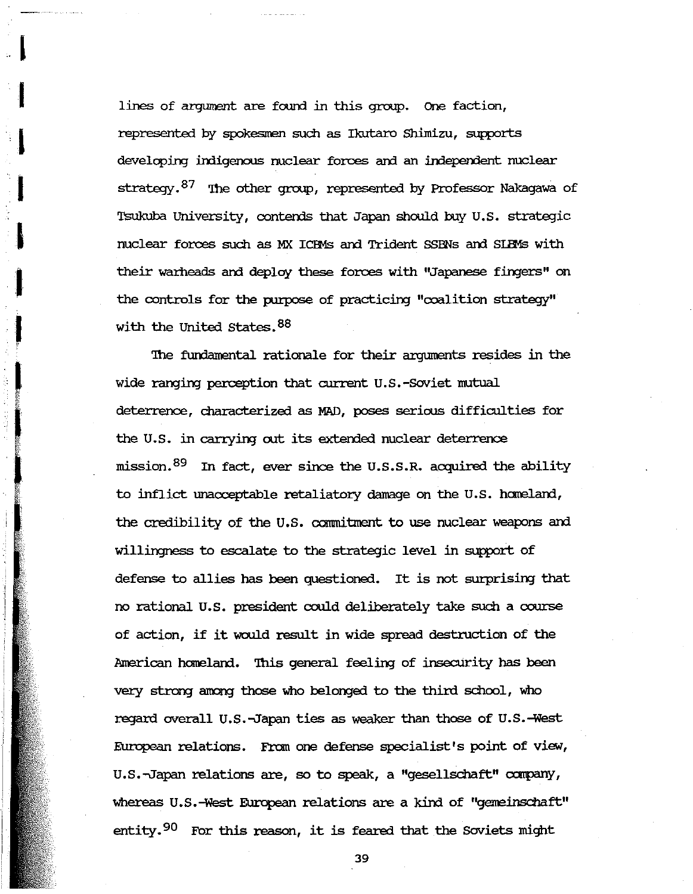lines of argument are found in this group. One faction, represented by spokesmen such as Ikutaro Shimizu, supports developing indigenous nuclear forces and an independent nuclear strategy.[87] The other group, represented by Professor Nakagawa of Tsukuba University, contends that Japan should buy U.S. strategic nuclear forces such as MX ICBMs and Trident SSBNs and SLBMs with their warheads and deploy these forces with "Japanese fingers" on the controls for the purpose of practicing "coalition strategy" with the United States.[88]

The fundamental rationale for their arguments resides in the wide ranging perception that current U.S.-Soviet mutual deterrence, characterized as MAD, poses serious difficulties for the U.S. in carrying out its extended nuclear deterrence mission.[89] In fact, ever since the U.S.S.R. acquired the ability to inflict unacceptable retaliatory damage on the U.S. homeland, the credibility of the U.S. commitment to use nuclear weapons and willingness to escalate to the strategic level in support of defense to allies has been questioned. It is not surprising that no rational U.S. president could deliberately take such a course of action, if it would result in wide spread destruction of the American homeland. This general feeling of insecurity has been very strong among those who belonged to the third school, who regard overall U.S.-Japan ties as weaker than those of U.S.-West European relations. From one defense specialist's point of view, U.S.-Japan relations are, so to speak, a "gesellschaft" company, whereas U.S.-West European relations are a kind of "gemeinschaft" entity.[90] For this reason, it is feared that the Soviets might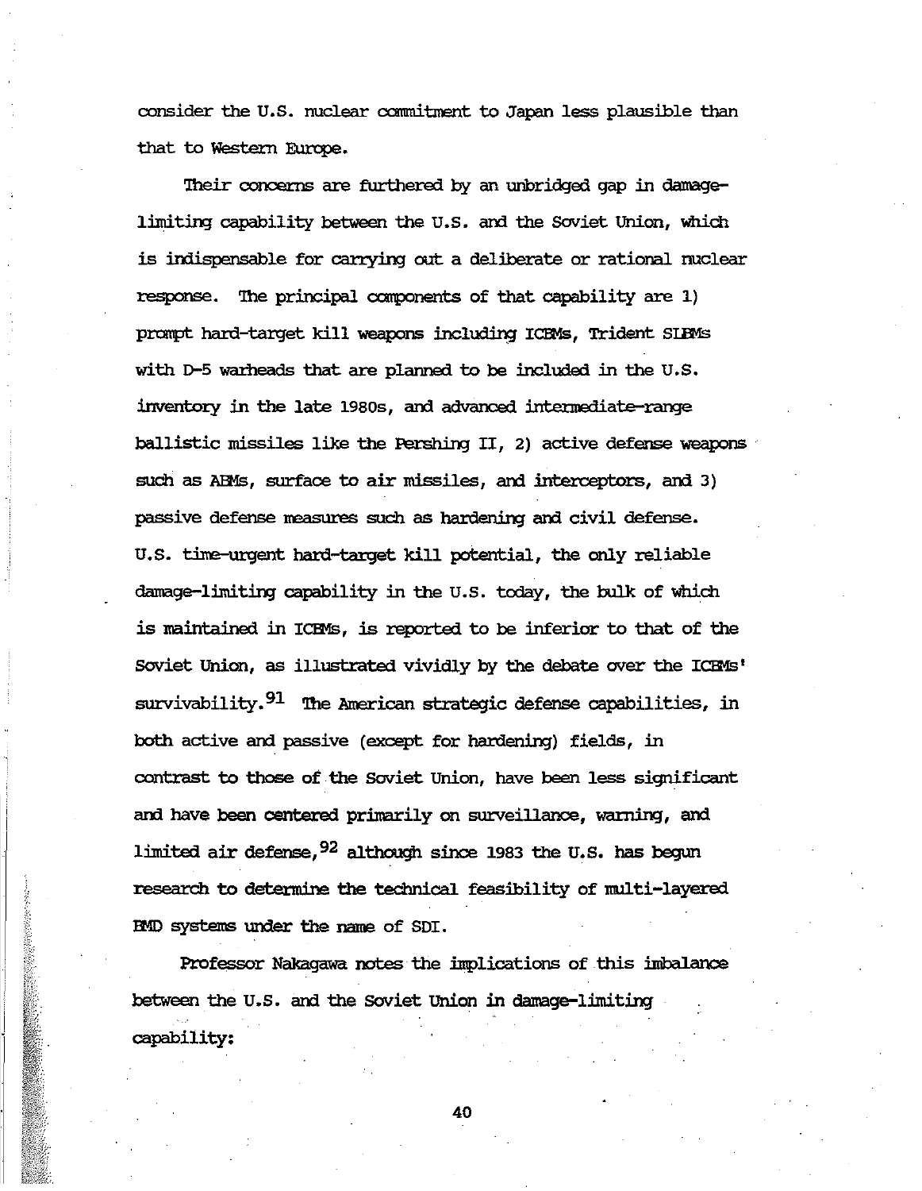consider the U.S. nuclear commitment to Japan less plausible than that to Western Europe.

Their concerns are furthered by an unbridged gap in damage-limiting capability between the U.S. and the Soviet Union, which is indispensable for carrying out a deliberate or rational nuclear response. The principal components of that capability are 1) prompt hard-target kill weapons including ICBMs, Trident SLBMs with D-5 warheads that are planned to be included in the U.S. inventory in the late 1980s, and advanced intermediate-range ballistic missiles like the Pershing II, 2) active defense weapons such as ABMs, surface to air missiles, and interceptors, and 3) passive defense measures such as hardening and civil defense. U.S. time-urgent hard-target kill potential, the only reliable damage-limiting capability in the U.S. today, the bulk of which is maintained in ICBMs, is reported to be inferior to that of the Soviet Union, as illustrated vividly by the debate over the ICBMs' survivability.[91] The American strategic defense capabilities, in both active and passive (except for hardening) fields, in contrast to those of the Soviet Union, have been less significant and have been centered primarily on surveillance, warning, and limited air defense,[92] although since 1983 the U.S. has begun research to determine the technical feasibility of multi-layered BMD systems under the name of SDI.

Professor Nakagawa notes the implications of this imbalance between the U.S. and the Soviet Union in damage-limiting capability: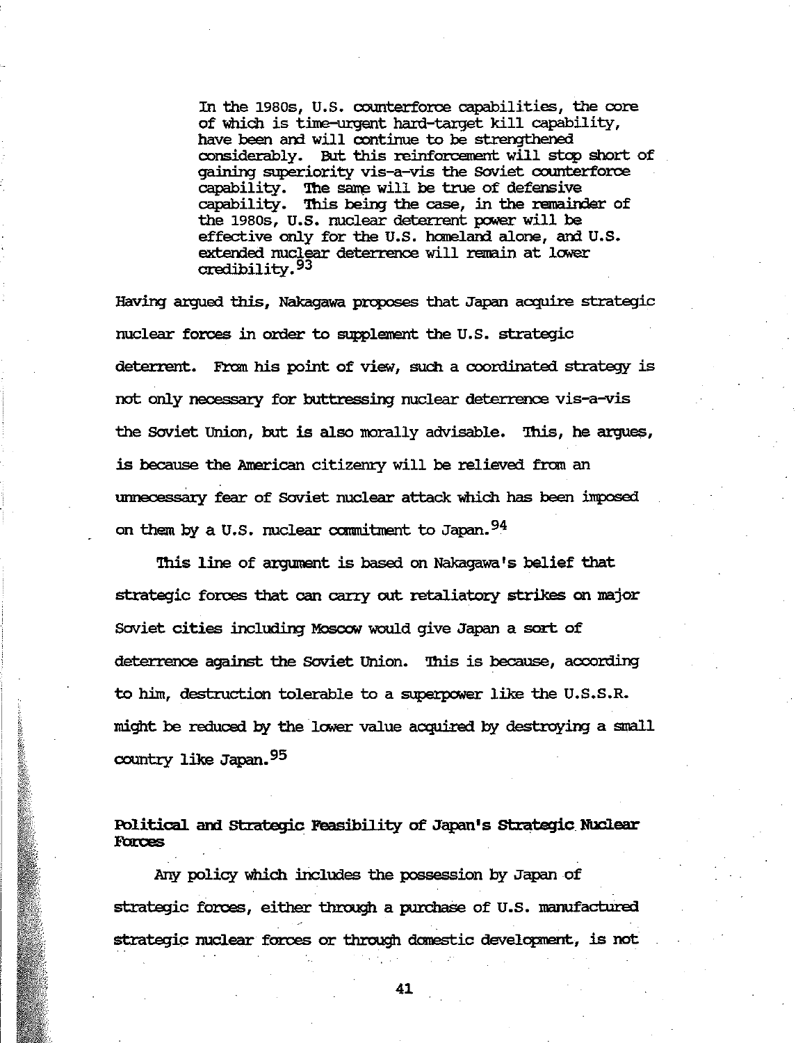> In the 1980s, U.S. counterforce capabilities, the core of which is time-urgent hard-target kill capability, have been and will continue to be strengthened considerably. But this reinforcement will stop short of gaining superiority vis-a-vis the Soviet counterforce capability. The same will be true of defensive capability. This being the case, in the remainder of the 1980s, U.S. nuclear deterrent power will be effective only for the U.S. homeland alone, and U.S. extended nuclear deterrence will remain at lower credibility.[93]

Having argued this, Nakagawa proposes that Japan acquire strategic nuclear forces in order to supplement the U.S. strategic deterrent. From his point of view, such a coordinated strategy is not only necessary for buttressing nuclear deterrence vis-a-vis the Soviet Union, but is also morally advisable. This, he argues, is because the American citizenry will be relieved from an unnecessary fear of Soviet nuclear attack which has been imposed on them by a U.S. nuclear commitment to Japan.[94]

This line of argument is based on Nakagawa's belief that strategic forces that can carry out retaliatory strikes on major Soviet cities including Moscow would give Japan a sort of deterrence against the Soviet Union. This is because, according to him, destruction tolerable to a superpower like the U.S.S.R. might be reduced by the lower value acquired by destroying a small country like Japan.[95]

### Political and Strategic Feasibility of Japan's Strategic Nuclear Forces

Any policy which includes the possession by Japan of strategic forces, either through a purchase of U.S. manufactured strategic nuclear forces or through domestic development, is not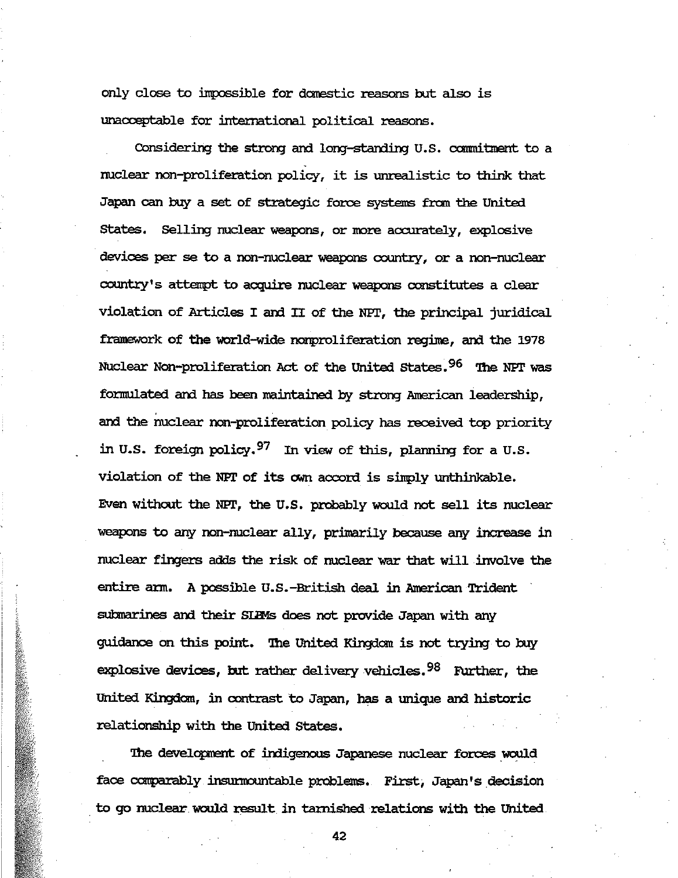only close to impossible for domestic reasons but also is unacceptable for international political reasons.

Considering the strong and long-standing U.S. commitment to a nuclear non-proliferation policy, it is unrealistic to think that Japan can buy a set of strategic force systems from the United States. Selling nuclear weapons, or more accurately, explosive devices per se to a non-nuclear weapons country, or a non-nuclear country's attempt to acquire nuclear weapons constitutes a clear violation of Articles I and II of the NPT, the principal juridical framework of the world-wide nonproliferation regime, and the 1978 Nuclear Non-proliferation Act of the United States.[96] The NPT was formulated and has been maintained by strong American leadership, and the nuclear non-proliferation policy has received top priority in U.S. foreign policy.[97] In view of this, planning for a U.S. violation of the NPT of its own accord is simply unthinkable. Even without the NPT, the U.S. probably would not sell its nuclear weapons to any non-nuclear ally, primarily because any increase in nuclear fingers adds the risk of nuclear war that will involve the entire arm. A possible U.S.-British deal in American Trident submarines and their SLBMs does not provide Japan with any guidance on this point. The United Kingdom is not trying to buy explosive devices, but rather delivery vehicles.[98] Further, the United Kingdom, in contrast to Japan, has a unique and historic relationship with the United States.

The development of indigenous Japanese nuclear forces would face comparably insurmountable problems. First, Japan's decision to go nuclear would result in tarnished relations with the United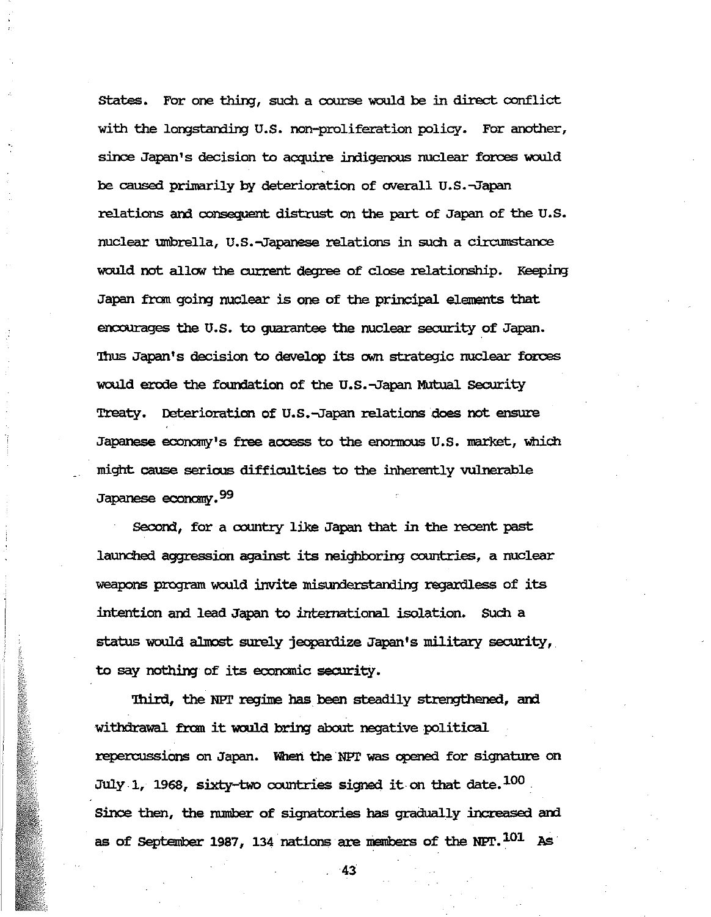States. For one thing, such a course would be in direct conflict with the longstanding U.S. non-proliferation policy. For another, since Japan's decision to acquire indigenous nuclear forces would be caused primarily by deterioration of overall U.S.-Japan relations and consequent distrust on the part of Japan of the U.S. nuclear umbrella, U.S.-Japanese relations in such a circumstance would not allow the current degree of close relationship. Keeping Japan from going nuclear is one of the principal elements that encourages the U.S. to guarantee the nuclear security of Japan. Thus Japan's decision to develop its own strategic nuclear forces would erode the foundation of the U.S.-Japan Mutual Security Treaty. Deterioration of U.S.-Japan relations does not ensure Japanese economy's free access to the enormous U.S. market, which might cause serious difficulties to the inherently vulnerable Japanese economy.[99]

Second, for a country like Japan that in the recent past launched aggression against its neighboring countries, a nuclear weapons program would invite misunderstanding regardless of its intention and lead Japan to international isolation. Such a status would almost surely jeopardize Japan's military security, to say nothing of its economic security.

Third, the NPT regime has been steadily strengthened, and withdrawal from it would bring about negative political repercussions on Japan. When the NPT was opened for signature on July 1, 1968, sixty-two countries signed it on that date.[100] Since then, the number of signatories has gradually increased and as of September 1987, 134 nations are members of the NPT.[101] As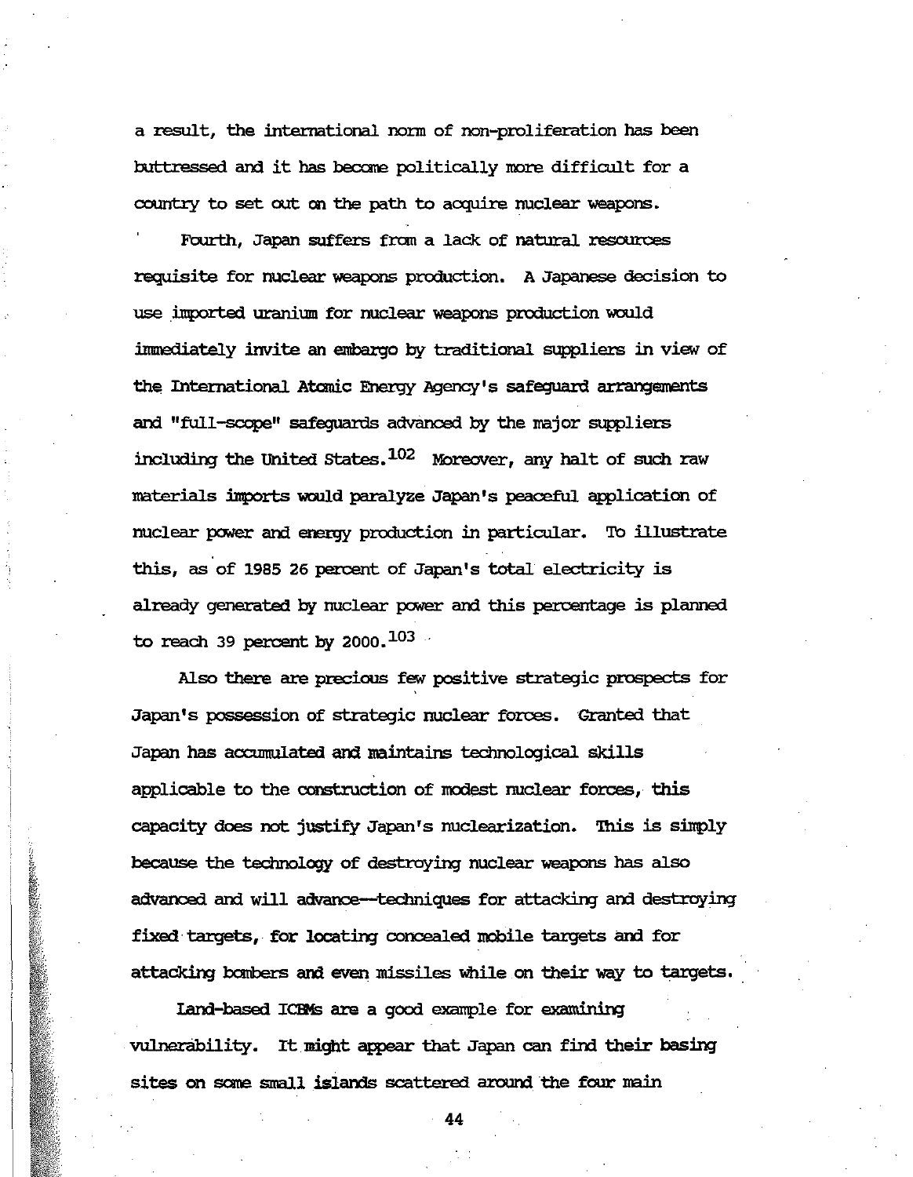a result, the international norm of non-proliferation has been buttressed and it has become politically more difficult for a country to set out on the path to acquire nuclear weapons.

Fourth, Japan suffers from a lack of natural resources requisite for nuclear weapons production. A Japanese decision to use imported uranium for nuclear weapons production would immediately invite an embargo by traditional suppliers in view of the International Atomic Energy Agency's safeguard arrangements and "full-scope" safeguards advanced by the major suppliers including the United States.[102] Moreover, any halt of such raw materials imports would paralyze Japan's peaceful application of nuclear power and energy production in particular. To illustrate this, as of 1985 26 percent of Japan's total electricity is already generated by nuclear power and this percentage is planned to reach 39 percent by 2000.[103]

Also there are precious few positive strategic prospects for Japan's possession of strategic nuclear forces. Granted that Japan has accumulated and maintains technological skills applicable to the construction of modest nuclear forces, this capacity does not justify Japan's nuclearization. This is simply because the technology of destroying nuclear weapons has also advanced and will advance--techniques for attacking and destroying fixed targets, for locating concealed mobile targets and for attacking bombers and even missiles while on their way to targets.

Land-based ICBMs are a good example for examining vulnerability. It might appear that Japan can find their basing sites on some small islands scattered around the four main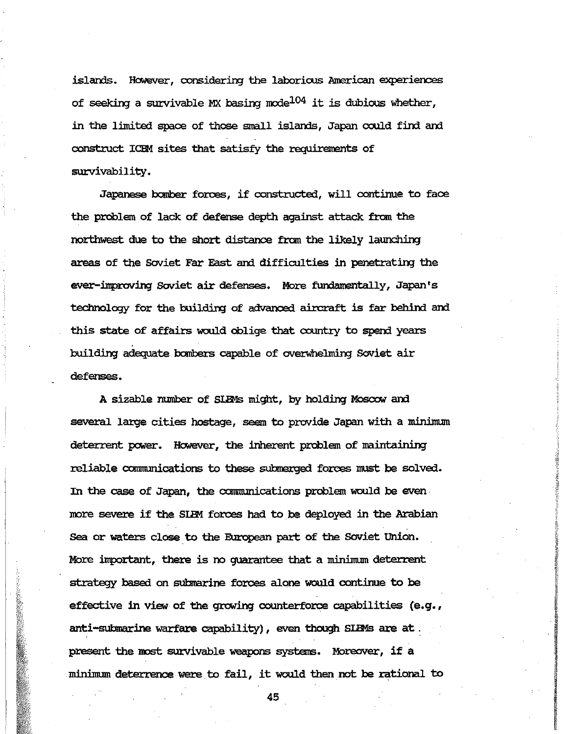islands. However, considering the laborious American experiences of seeking a survivable MX basing mode[104] it is dubious whether, in the limited space of those small islands, Japan could find and construct ICBM sites that satisfy the requirements of survivability.

Japanese bomber forces, if constructed, will continue to face the problem of lack of defense depth against attack from the northwest due to the short distance from the likely launching areas of the Soviet Far East and difficulties in penetrating the ever-improving Soviet air defenses. More fundamentally, Japan's technology for the building of advanced aircraft is far behind and this state of affairs would oblige that country to spend years building adequate bombers capable of overwhelming Soviet air defenses.

A sizable number of SLBMs might, by holding Moscow and several large cities hostage, seem to provide Japan with a minimum deterrent power. However, the inherent problem of maintaining reliable communications to these submerged forces must be solved. In the case of Japan, the communications problem would be even more severe if the SLBM forces had to be deployed in the Arabian Sea or waters close to the European part of the Soviet Union. More important, there is no guarantee that a minimum deterrent strategy based on submarine forces alone would continue to be effective in view of the growing counterforce capabilities (e.g., anti-submarine warfare capability), even though SLBMs are at present the most survivable weapons systems. Moreover, if a minimum deterrence were to fail, it would then not be rational to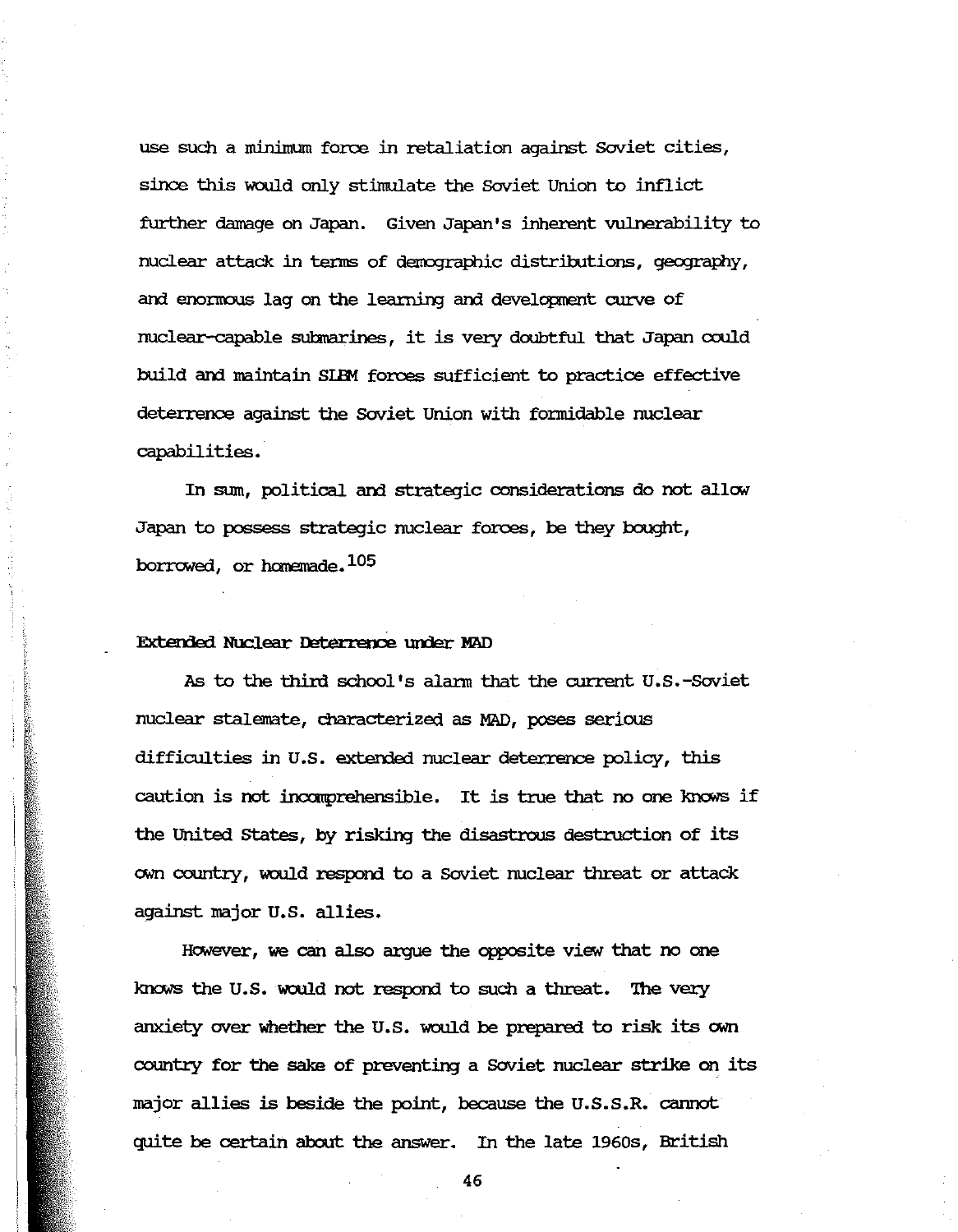use such a minimum force in retaliation against Soviet cities, since this would only stimulate the Soviet Union to inflict further damage on Japan. Given Japan's inherent vulnerability to nuclear attack in terms of demographic distributions, geography, and enormous lag on the learning and development curve of nuclear-capable submarines, it is very doubtful that Japan could build and maintain SLBM forces sufficient to practice effective deterrence against the Soviet Union with formidable nuclear capabilities.

In sum, political and strategic considerations do not allow Japan to possess strategic nuclear forces, be they bought, borrowed, or homemade.[105]

### Extended Nuclear Deterrence under MAD

As to the third school's alarm that the current U.S.-Soviet nuclear stalemate, characterized as MAD, poses serious difficulties in U.S. extended nuclear deterrence policy, this caution is not incomprehensible. It is true that no one knows if the United States, by risking the disastrous destruction of its own country, would respond to a Soviet nuclear threat or attack against major U.S. allies.

However, we can also argue the opposite view that no one knows the U.S. would not respond to such a threat. The very anxiety over whether the U.S. would be prepared to risk its own country for the sake of preventing a Soviet nuclear strike on its major allies is beside the point, because the U.S.S.R. cannot quite be certain about the answer. In the late 1960s, British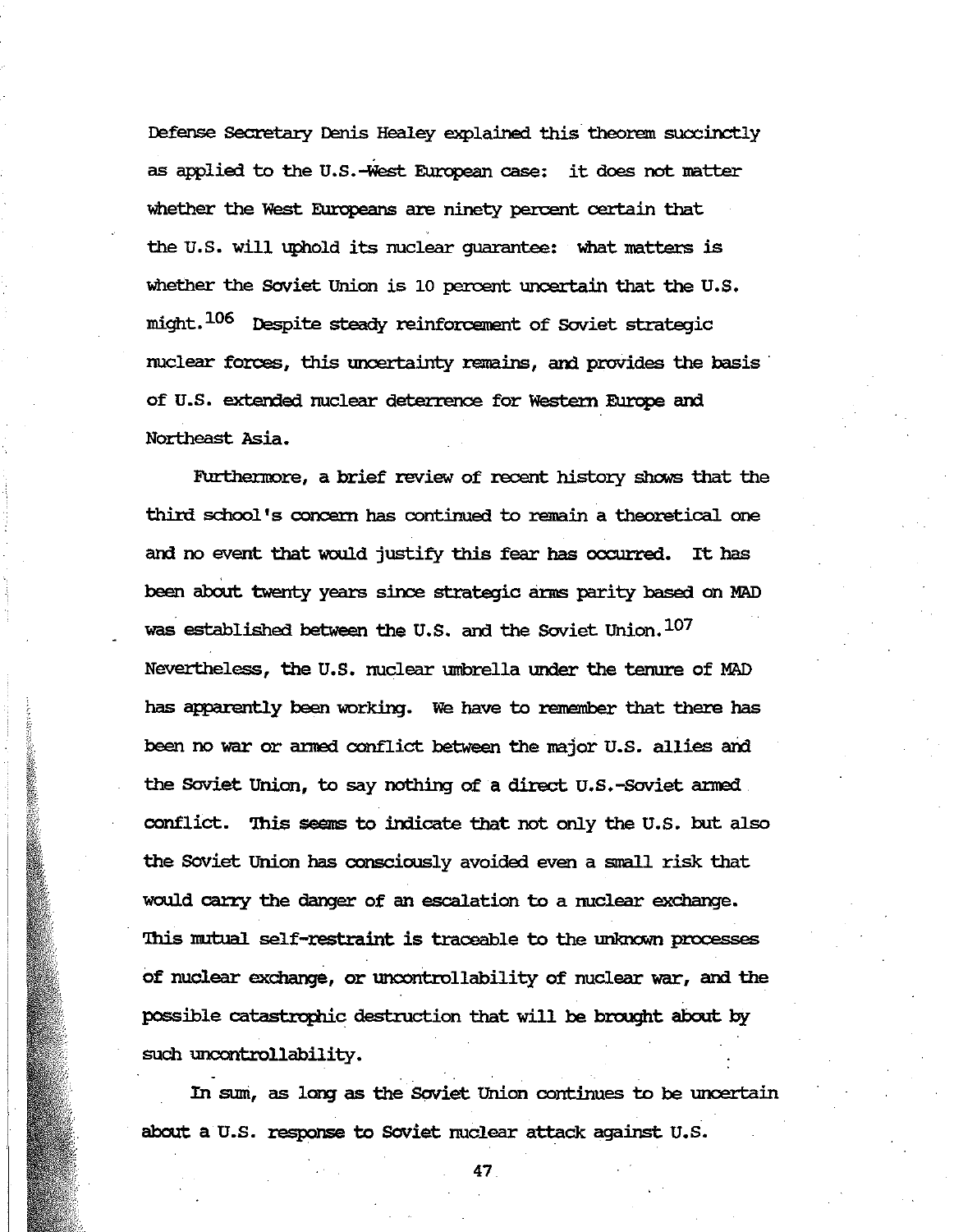Defense Secretary Denis Healey explained this theorem succinctly as applied to the U.S.-West European case: it does not matter whether the West Europeans are ninety percent certain that the U.S. will uphold its nuclear guarantee: what matters is whether the Soviet Union is 10 percent uncertain that the U.S. might.[106] Despite steady reinforcement of Soviet strategic nuclear forces, this uncertainty remains, and provides the basis of U.S. extended nuclear deterrence for Western Europe and Northeast Asia.

Furthermore, a brief review of recent history shows that the third school's concern has continued to remain a theoretical one and no event that would justify this fear has occurred. It has been about twenty years since strategic arms parity based on MAD was established between the U.S. and the Soviet Union.[107] Nevertheless, the U.S. nuclear umbrella under the tenure of MAD has apparently been working. We have to remember that there has been no war or armed conflict between the major U.S. allies and the Soviet Union, to say nothing of a direct U.S.-Soviet armed conflict. This seems to indicate that not only the U.S. but also the Soviet Union has consciously avoided even a small risk that would carry the danger of an escalation to a nuclear exchange. This mutual self-restraint is traceable to the unknown processes of nuclear exchange, or uncontrollability of nuclear war, and the possible catastrophic destruction that will be brought about by such uncontrollability.

In sum, as long as the Soviet Union continues to be uncertain about a U.S. response to Soviet nuclear attack against U.S.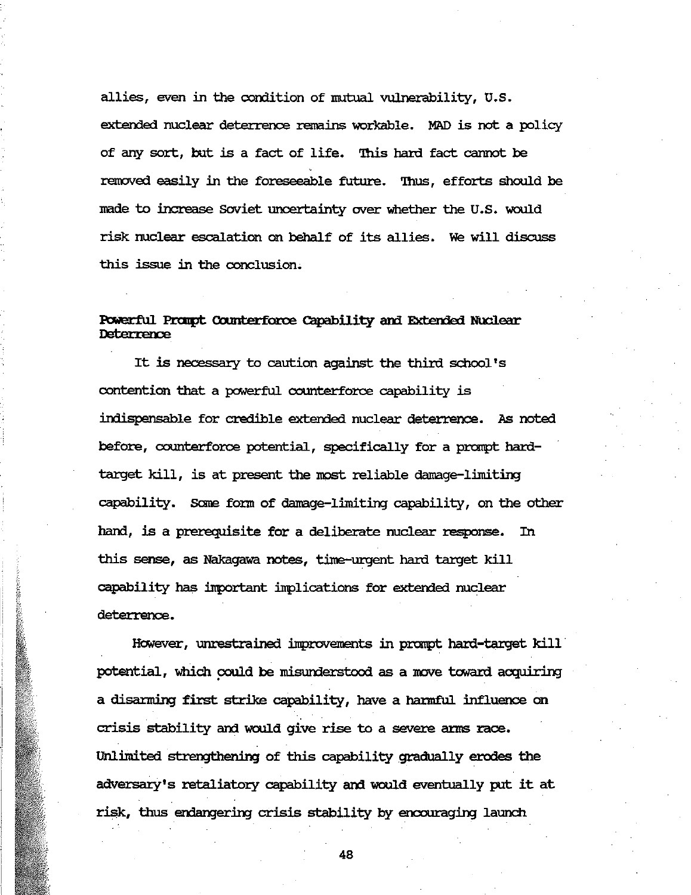allies, even in the condition of mutual vulnerability, U.S. extended nuclear deterrence remains workable. MAD is not a policy of any sort, but is a fact of life. This hard fact cannot be removed easily in the foreseeable future. Thus, efforts should be made to increase Soviet uncertainty over whether the U.S. would risk nuclear escalation on behalf of its allies. We will discuss this issue in the conclusion.

**Powerful Prompt Counterforce Capability and Extended Nuclear Deterrence**

It is necessary to caution against the third school's contention that a powerful counterforce capability is indispensable for credible extended nuclear deterrence. As noted before, counterforce potential, specifically for a prompt hard-target kill, is at present the most reliable damage-limiting capability. Some form of damage-limiting capability, on the other hand, is a prerequisite for a deliberate nuclear response. In this sense, as Nakagawa notes, time-urgent hard target kill capability has important implications for extended nuclear deterrence.

However, unrestrained improvements in prompt hard-target kill potential, which could be misunderstood as a move toward acquiring a disarming first strike capability, have a harmful influence on crisis stability and would give rise to a severe arms race. Unlimited strengthening of this capability gradually erodes the adversary's retaliatory capability and would eventually put it at risk, thus endangering crisis stability by encouraging launch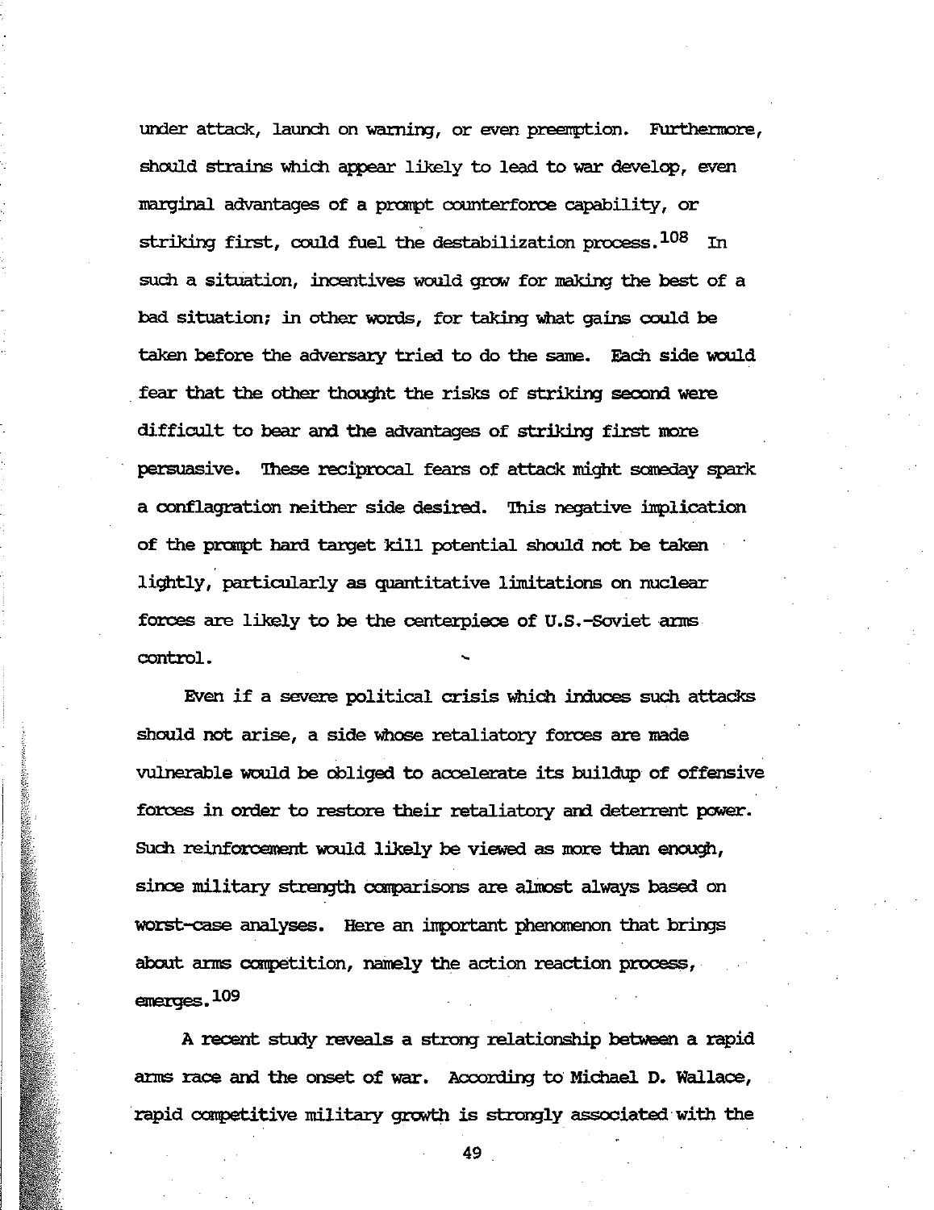under attack, launch on warning, or even preemption. Furthermore, should strains which appear likely to lead to war develop, even marginal advantages of a prompt counterforce capability, or striking first, could fuel the destabilization process.[108] In such a situation, incentives would grow for making the best of a bad situation; in other words, for taking what gains could be taken before the adversary tried to do the same. Each side would fear that the other thought the risks of striking second were difficult to bear and the advantages of striking first more persuasive. These reciprocal fears of attack might someday spark a conflagration neither side desired. This negative implication of the prompt hard target kill potential should not be taken lightly, particularly as quantitative limitations on nuclear forces are likely to be the centerpiece of U.S.-Soviet arms control.

Even if a severe political crisis which induces such attacks should not arise, a side whose retaliatory forces are made vulnerable would be obliged to accelerate its buildup of offensive forces in order to restore their retaliatory and deterrent power. Such reinforcement would likely be viewed as more than enough, since military strength comparisons are almost always based on worst-case analyses. Here an important phenomenon that brings about arms competition, namely the action reaction process, emerges.[109]

A recent study reveals a strong relationship between a rapid arms race and the onset of war. According to Michael D. Wallace, rapid competitive military growth is strongly associated with the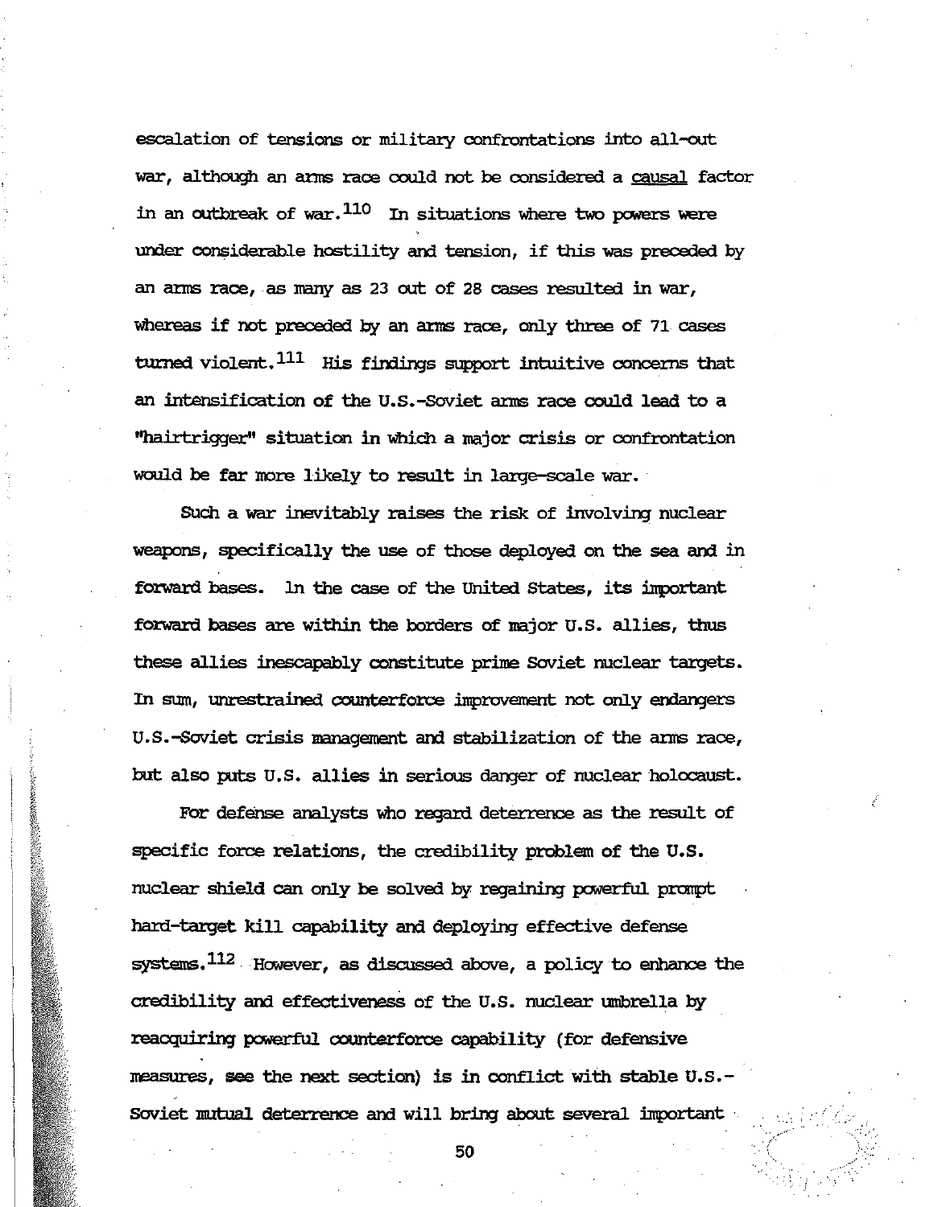escalation of tensions or military confrontations into all-out war, although an arms race could not be considered a causal factor in an outbreak of war.[110] In situations where two powers were under considerable hostility and tension, if this was preceded by an arms race, as many as 23 out of 28 cases resulted in war, whereas if not preceded by an arms race, only three of 71 cases turned violent.[111] His findings support intuitive concerns that an intensification of the U.S.-Soviet arms race could lead to a "hairtrigger" situation in which a major crisis or confrontation would be far more likely to result in large-scale war.

Such a war inevitably raises the risk of involving nuclear weapons, specifically the use of those deployed on the sea and in forward bases. In the case of the United States, its important forward bases are within the borders of major U.S. allies, thus these allies inescapably constitute prime Soviet nuclear targets. In sum, unrestrained counterforce improvement not only endangers U.S.-Soviet crisis management and stabilization of the arms race, but also puts U.S. allies in serious danger of nuclear holocaust.

For defense analysts who regard deterrence as the result of specific force relations, the credibility problem of the U.S. nuclear shield can only be solved by regaining powerful prompt hard-target kill capability and deploying effective defense systems.[112] However, as discussed above, a policy to enhance the credibility and effectiveness of the U.S. nuclear umbrella by reacquiring powerful counterforce capability (for defensive measures, see the next section) is in conflict with stable U.S.-Soviet mutual deterrence and will bring about several important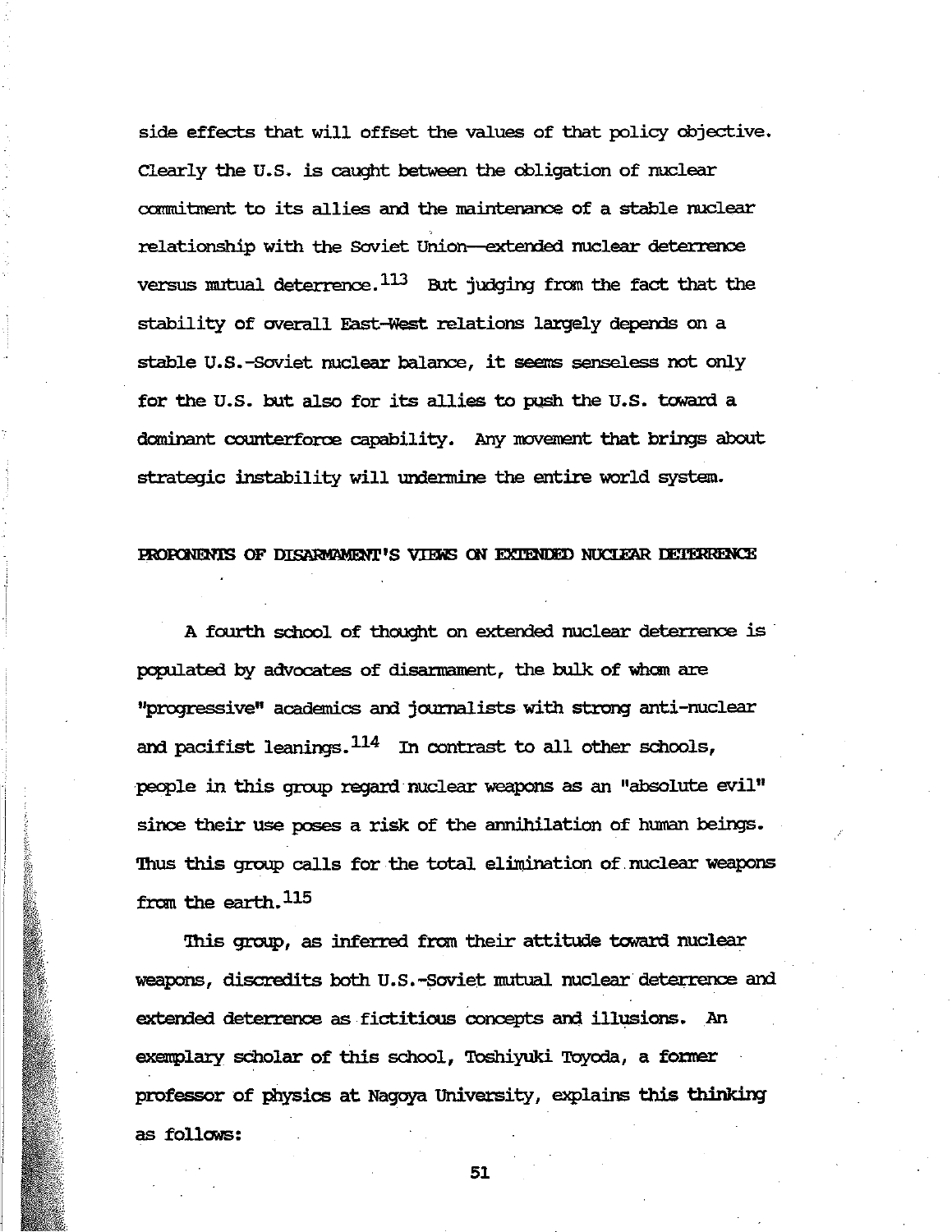side effects that will offset the values of that policy objective. Clearly the U.S. is caught between the obligation of nuclear commitment to its allies and the maintenance of a stable nuclear relationship with the Soviet Union—extended nuclear deterrence versus mutual deterrence.[113] But judging from the fact that the stability of overall East-West relations largely depends on a stable U.S.-Soviet nuclear balance, it seems senseless not only for the U.S. but also for its allies to push the U.S. toward a dominant counterforce capability. Any movement that brings about strategic instability will undermine the entire world system.

## PROPONENTS OF DISARMAMENT'S VIEWS ON EXTENDED NUCLEAR DETERRENCE

A fourth school of thought on extended nuclear deterrence is populated by advocates of disarmament, the bulk of whom are "progressive" academics and journalists with strong anti-nuclear and pacifist leanings.[114] In contrast to all other schools, people in this group regard nuclear weapons as an "absolute evil" since their use poses a risk of the annihilation of human beings. Thus this group calls for the total elimination of nuclear weapons from the earth.[115]

This group, as inferred from their attitude toward nuclear weapons, discredits both U.S.-Soviet mutual nuclear deterrence and extended deterrence as fictitious concepts and illusions. An exemplary scholar of this school, Toshiyuki Toyoda, a former professor of physics at Nagoya University, explains this thinking as follows: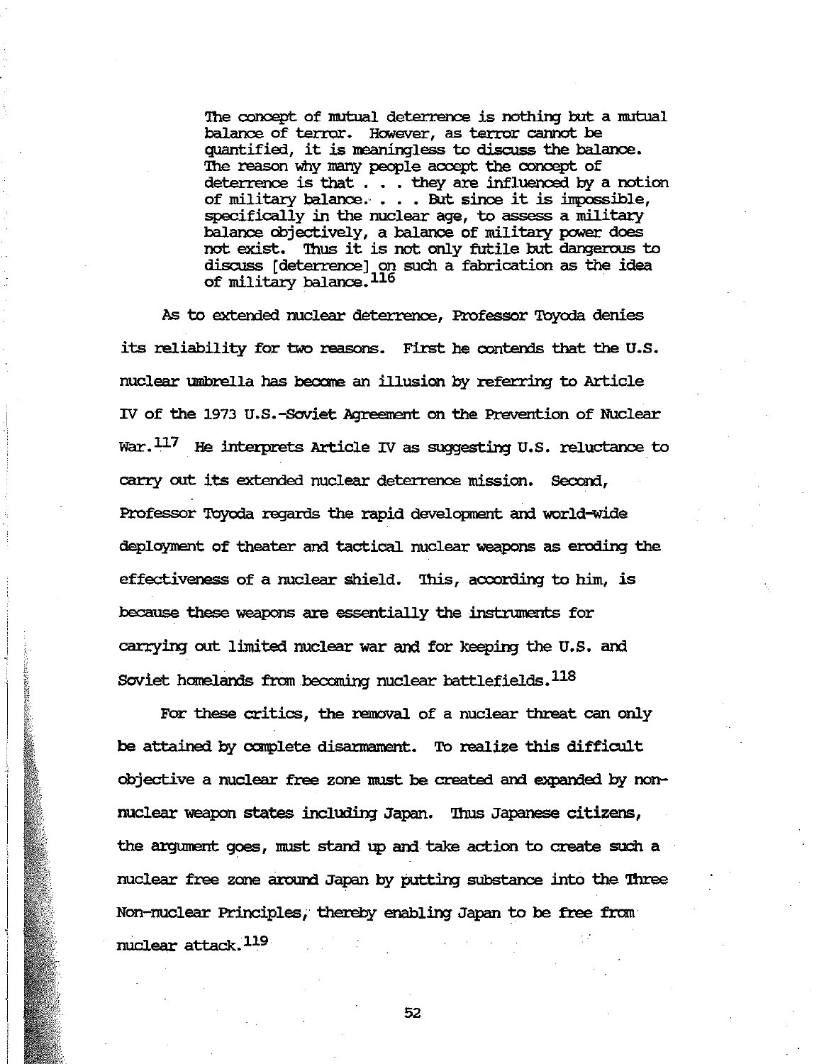> The concept of mutual deterrence is nothing but a mutual balance of terror. However, as terror cannot be quantified, it is meaningless to discuss the balance. The reason why many people accept the concept of deterrence is that . . . they are influenced by a notion of military balance. . . . But since it is impossible, specifically in the nuclear age, to assess a military balance objectively, a balance of military power does not exist. Thus it is not only futile but dangerous to discuss [deterrence] on such a fabrication as the idea of military balance.[116]

As to extended nuclear deterrence, Professor Toyoda denies its reliability for two reasons. First he contends that the U.S. nuclear umbrella has become an illusion by referring to Article IV of the 1973 U.S.-Soviet Agreement on the Prevention of Nuclear War.[117] He interprets Article IV as suggesting U.S. reluctance to carry out its extended nuclear deterrence mission. Second, Professor Toyoda regards the rapid development and world-wide deployment of theater and tactical nuclear weapons as eroding the effectiveness of a nuclear shield. This, according to him, is because these weapons are essentially the instruments for carrying out limited nuclear war and for keeping the U.S. and Soviet homelands from becoming nuclear battlefields.[118]

For these critics, the removal of a nuclear threat can only be attained by complete disarmament. To realize this difficult objective a nuclear free zone must be created and expanded by non-nuclear weapon states including Japan. Thus Japanese citizens, the argument goes, must stand up and take action to create such a nuclear free zone around Japan by putting substance into the Three Non-nuclear Principles, thereby enabling Japan to be free from nuclear attack.[119]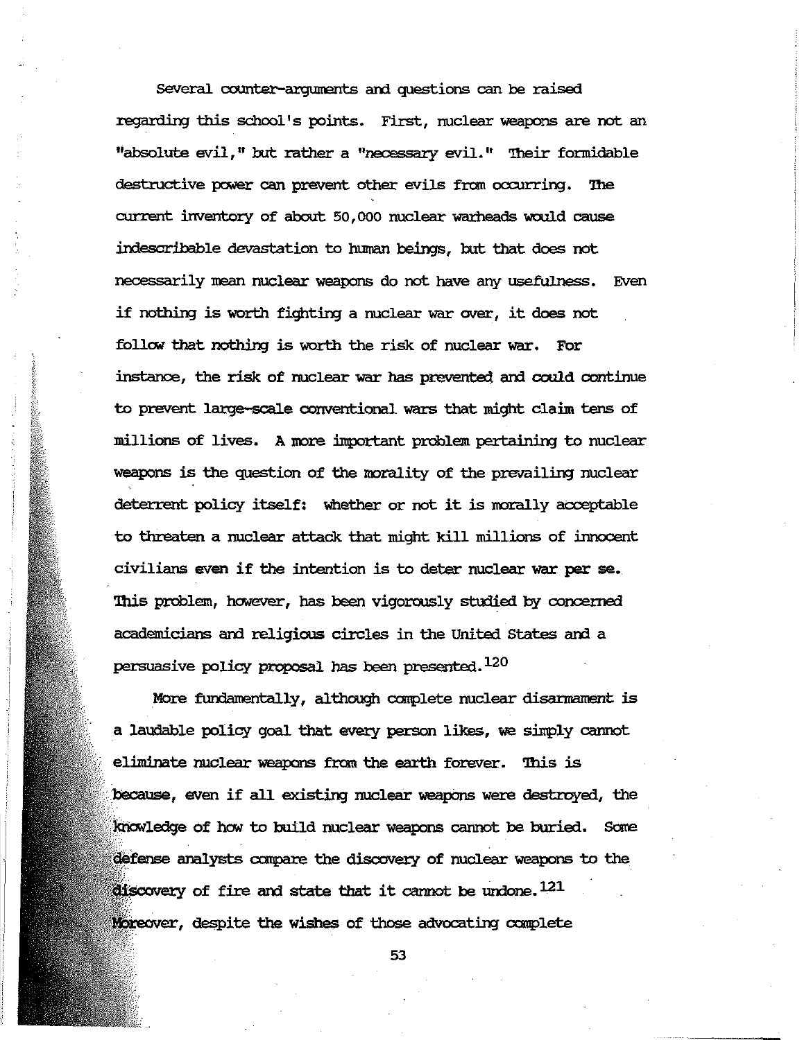Several counter-arguments and questions can be raised regarding this school's points. First, nuclear weapons are not an "absolute evil," but rather a "necessary evil." Their formidable destructive power can prevent other evils from occurring. The current inventory of about 50,000 nuclear warheads would cause indescribable devastation to human beings, but that does not necessarily mean nuclear weapons do not have any usefulness. Even if nothing is worth fighting a nuclear war over, it does not follow that nothing is worth the risk of nuclear war. For instance, the risk of nuclear war has prevented and could continue to prevent large-scale conventional wars that might claim tens of millions of lives. A more important problem pertaining to nuclear weapons is the question of the morality of the prevailing nuclear deterrent policy itself: whether or not it is morally acceptable to threaten a nuclear attack that might kill millions of innocent civilians even if the intention is to deter nuclear war per se. This problem, however, has been vigorously studied by concerned academicians and religious circles in the United States and a persuasive policy proposal has been presented.[120]

More fundamentally, although complete nuclear disarmament is a laudable policy goal that every person likes, we simply cannot eliminate nuclear weapons from the earth forever. This is because, even if all existing nuclear weapons were destroyed, the knowledge of how to build nuclear weapons cannot be buried. Some defense analysts compare the discovery of nuclear weapons to the discovery of fire and state that it cannot be undone.[121] Moreover, despite the wishes of those advocating complete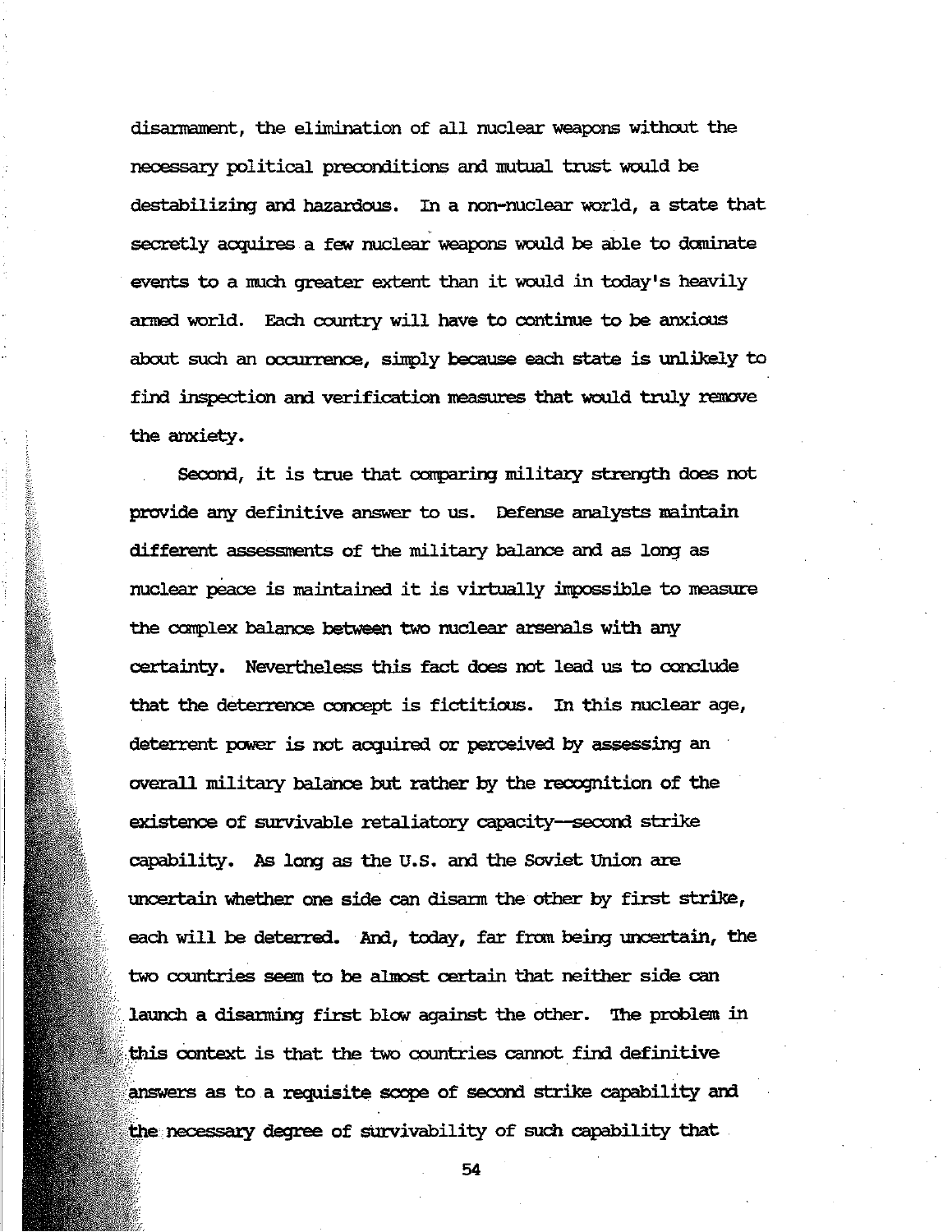disarmament, the elimination of all nuclear weapons without the necessary political preconditions and mutual trust would be destabilizing and hazardous. In a non-nuclear world, a state that secretly acquires a few nuclear weapons would be able to dominate events to a much greater extent than it would in today's heavily armed world. Each country will have to continue to be anxious about such an occurrence, simply because each state is unlikely to find inspection and verification measures that would truly remove the anxiety.

Second, it is true that comparing military strength does not provide any definitive answer to us. Defense analysts maintain different assessments of the military balance and as long as nuclear peace is maintained it is virtually impossible to measure the complex balance between two nuclear arsenals with any certainty. Nevertheless this fact does not lead us to conclude that the deterrence concept is fictitious. In this nuclear age, deterrent power is not acquired or perceived by assessing an overall military balance but rather by the recognition of the existence of survivable retaliatory capacity--second strike capability. As long as the U.S. and the Soviet Union are uncertain whether one side can disarm the other by first strike, each will be deterred. And, today, far from being uncertain, the two countries seem to be almost certain that neither side can launch a disarming first blow against the other. The problem in this context is that the two countries cannot find definitive answers as to a requisite scope of second strike capability and the necessary degree of survivability of such capability that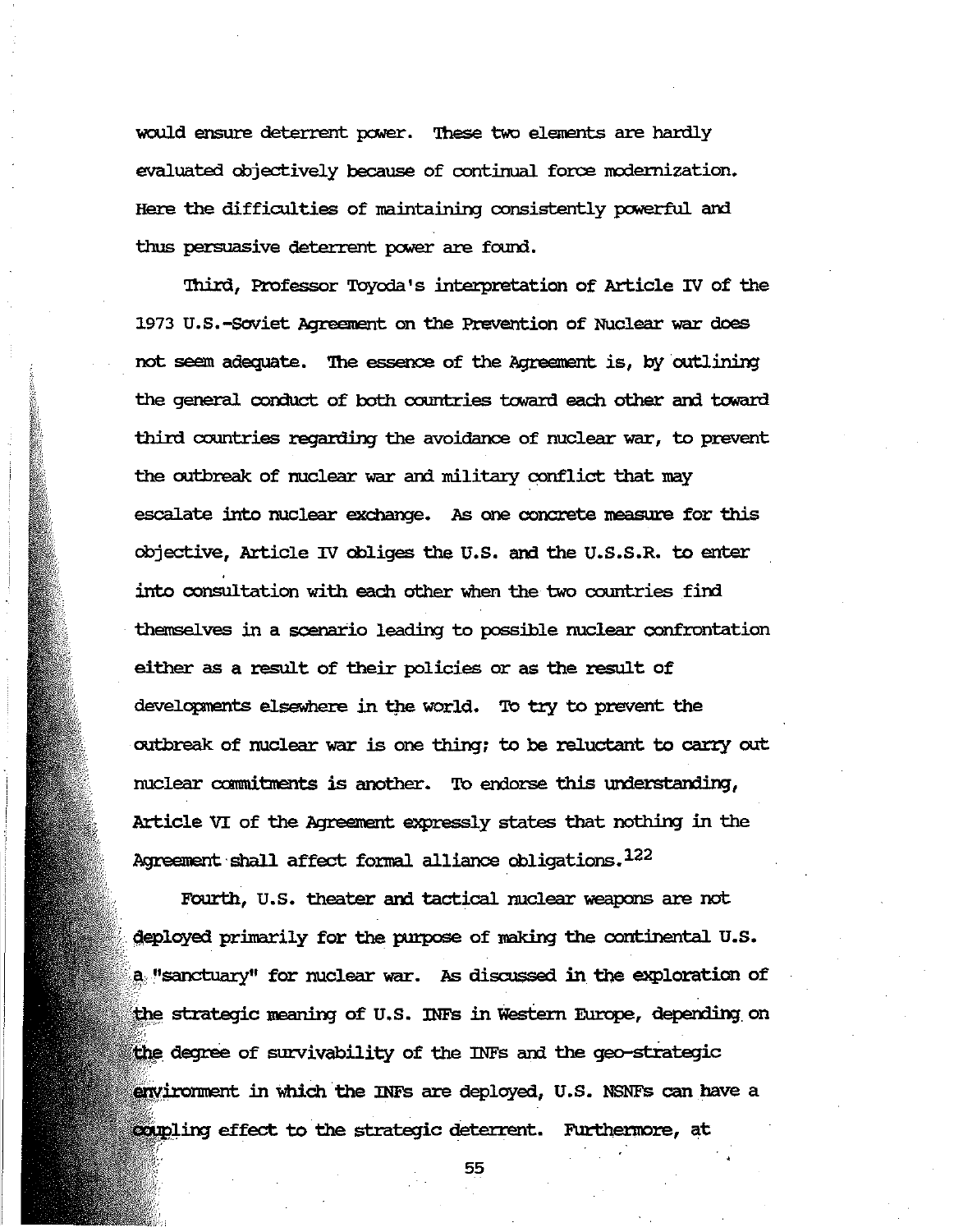would ensure deterrent power. These two elements are hardly evaluated objectively because of continual force modernization. Here the difficulties of maintaining consistently powerful and thus persuasive deterrent power are found.

Third, Professor Toyoda's interpretation of Article IV of the 1973 U.S.-Soviet Agreement on the Prevention of Nuclear war does not seem adequate. The essence of the Agreement is, by outlining the general conduct of both countries toward each other and toward third countries regarding the avoidance of nuclear war, to prevent the outbreak of nuclear war and military conflict that may escalate into nuclear exchange. As one concrete measure for this objective, Article IV obliges the U.S. and the U.S.S.R. to enter into consultation with each other when the two countries find themselves in a scenario leading to possible nuclear confrontation either as a result of their policies or as the result of developments elsewhere in the world. To try to prevent the outbreak of nuclear war is one thing; to be reluctant to carry out nuclear commitments is another. To endorse this understanding, Article VI of the Agreement expressly states that nothing in the Agreement shall affect formal alliance obligations.[122]

Fourth, U.S. theater and tactical nuclear weapons are not deployed primarily for the purpose of making the continental U.S. a "sanctuary" for nuclear war. As discussed in the exploration of the strategic meaning of U.S. INFs in Western Europe, depending on the degree of survivability of the INFs and the geo-strategic environment in which the INFs are deployed, U.S. NSNFs can have a coupling effect to the strategic deterrent. Furthermore, at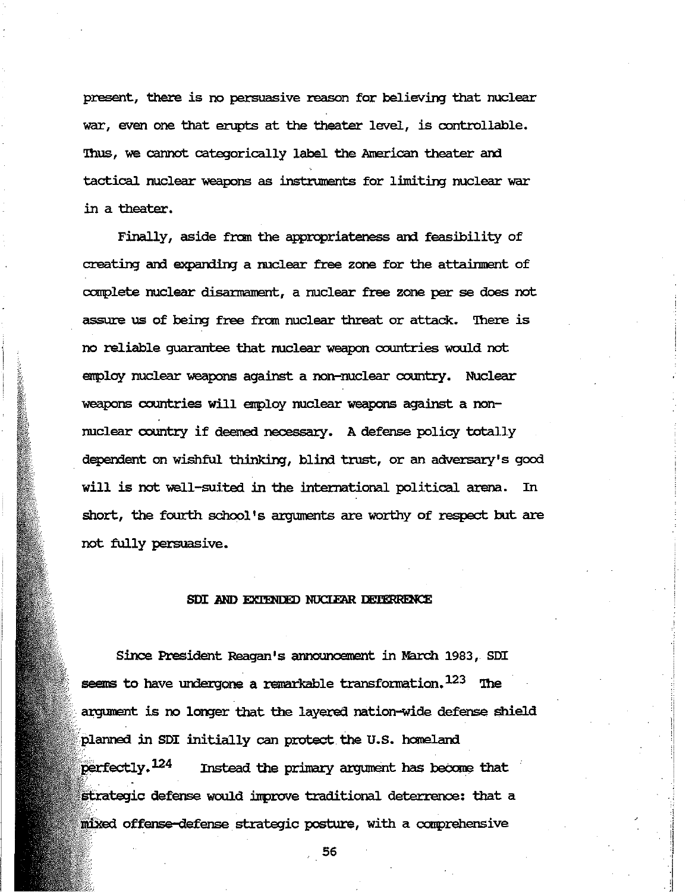present, there is no persuasive reason for believing that nuclear war, even one that erupts at the theater level, is controllable. Thus, we cannot categorically label the American theater and tactical nuclear weapons as instruments for limiting nuclear war in a theater.

Finally, aside from the appropriateness and feasibility of creating and expanding a nuclear free zone for the attainment of complete nuclear disarmament, a nuclear free zone per se does not assure us of being free from nuclear threat or attack. There is no reliable guarantee that nuclear weapon countries would not employ nuclear weapons against a non-nuclear country. Nuclear weapons countries will employ nuclear weapons against a non-nuclear country if deemed necessary. A defense policy totally dependent on wishful thinking, blind trust, or an adversary's good will is not well-suited in the international political arena. In short, the fourth school's arguments are worthy of respect but are not fully persuasive.

## SDI AND EXTENDED NUCLEAR DETERRENCE

Since President Reagan's announcement in March 1983, SDI seems to have undergone a remarkable transformation.[123] The argument is no longer that the layered nation-wide defense shield planned in SDI initially can protect the U.S. homeland perfectly.[124] Instead the primary argument has become that strategic defense would improve traditional deterrence: that a mixed offense-defense strategic posture, with a comprehensive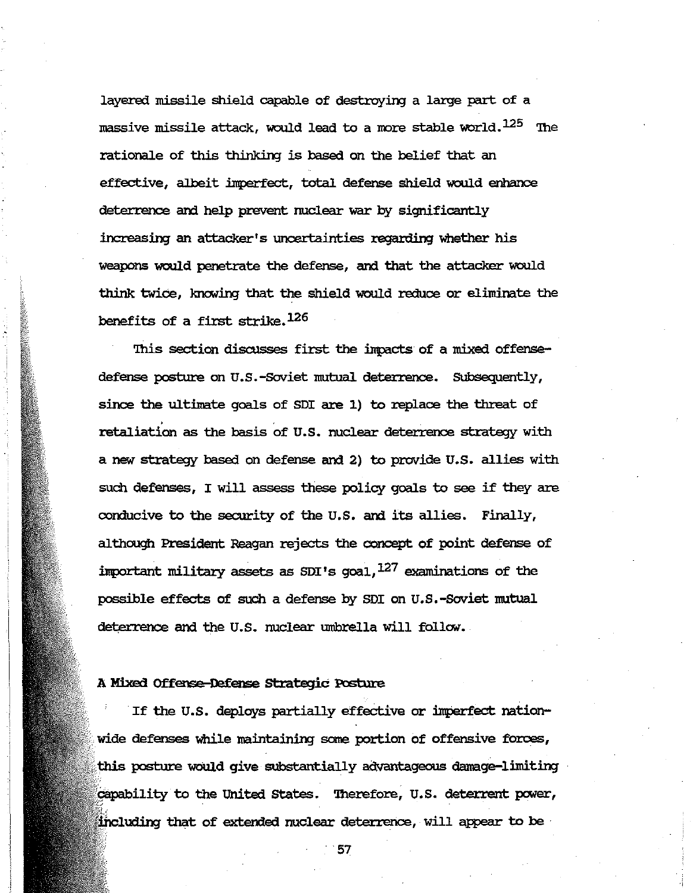layered missile shield capable of destroying a large part of a massive missile attack, would lead to a more stable world.[125] The rationale of this thinking is based on the belief that an effective, albeit imperfect, total defense shield would enhance deterrence and help prevent nuclear war by significantly increasing an attacker's uncertainties regarding whether his weapons would penetrate the defense, and that the attacker would think twice, knowing that the shield would reduce or eliminate the benefits of a first strike.[126]

This section discusses first the impacts of a mixed offense-defense posture on U.S.-Soviet mutual deterrence. Subsequently, since the ultimate goals of SDI are 1) to replace the threat of retaliation as the basis of U.S. nuclear deterrence strategy with a new strategy based on defense and 2) to provide U.S. allies with such defenses, I will assess these policy goals to see if they are conducive to the security of the U.S. and its allies. Finally, although President Reagan rejects the concept of point defense of important military assets as SDI's goal,[127] examinations of the possible effects of such a defense by SDI on U.S.-Soviet mutual deterrence and the U.S. nuclear umbrella will follow.

### A Mixed Offense-Defense Strategic Posture

If the U.S. deploys partially effective or imperfect nation-wide defenses while maintaining some portion of offensive forces, this posture would give substantially advantageous damage-limiting capability to the United States. Therefore, U.S. deterrent power, including that of extended nuclear deterrence, will appear to be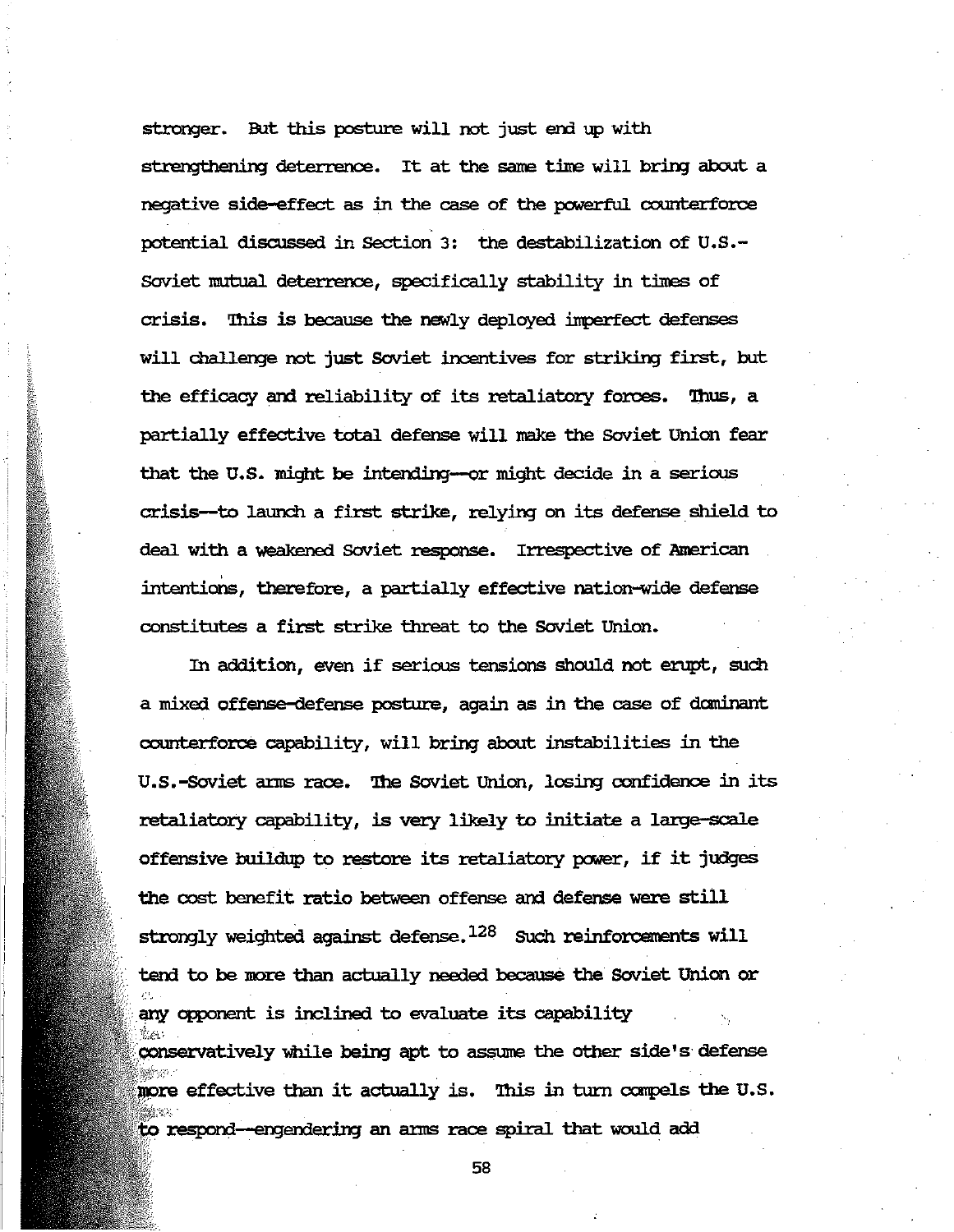stronger. But this posture will not just end up with strengthening deterrence. It at the same time will bring about a negative side-effect as in the case of the powerful counterforce potential discussed in Section 3: the destabilization of U.S.-Soviet mutual deterrence, specifically stability in times of crisis. This is because the newly deployed imperfect defenses will challenge not just Soviet incentives for striking first, but the efficacy and reliability of its retaliatory forces. Thus, a partially effective total defense will make the Soviet Union fear that the U.S. might be intending—or might decide in a serious crisis—to launch a first strike, relying on its defense shield to deal with a weakened Soviet response. Irrespective of American intentions, therefore, a partially effective nation-wide defense constitutes a first strike threat to the Soviet Union.

In addition, even if serious tensions should not erupt, such a mixed offense-defense posture, again as in the case of dominant counterforce capability, will bring about instabilities in the U.S.-Soviet arms race. The Soviet Union, losing confidence in its retaliatory capability, is very likely to initiate a large-scale offensive buildup to restore its retaliatory power, if it judges the cost benefit ratio between offense and defense were still strongly weighted against defense.[128] Such reinforcements will tend to be more than actually needed because the Soviet Union or any opponent is inclined to evaluate its capability conservatively while being apt to assume the other side's defense more effective than it actually is. This in turn compels the U.S. to respond—engendering an arms race spiral that would add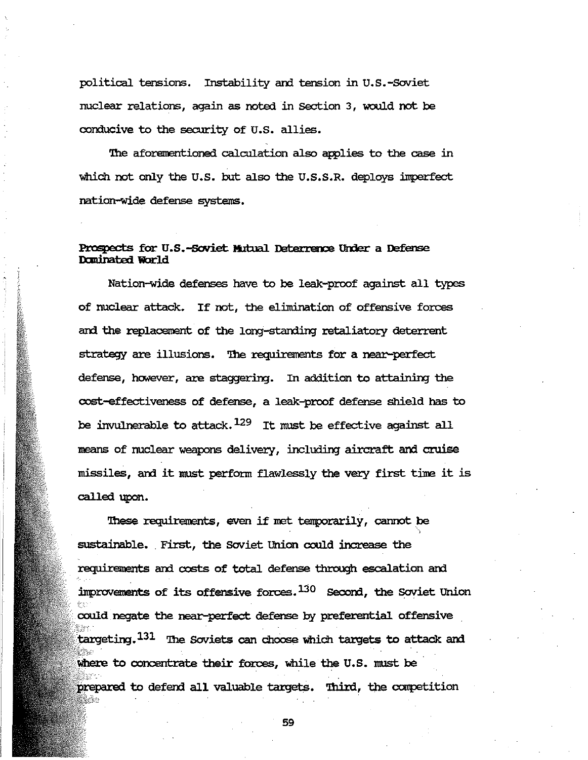political tensions. Instability and tension in U.S.-Soviet nuclear relations, again as noted in Section 3, would not be conducive to the security of U.S. allies.

The aforementioned calculation also applies to the case in which not only the U.S. but also the U.S.S.R. deploys imperfect nation-wide defense systems.

### Prospects for U.S.-Soviet Mutual Deterrence Under a Defense Dominated World

Nation-wide defenses have to be leak-proof against all types of nuclear attack. If not, the elimination of offensive forces and the replacement of the long-standing retaliatory deterrent strategy are illusions. The requirements for a near-perfect defense, however, are staggering. In addition to attaining the cost-effectiveness of defense, a leak-proof defense shield has to be invulnerable to attack.[129] It must be effective against all means of nuclear weapons delivery, including aircraft and cruise missiles, and it must perform flawlessly the very first time it is called upon.

These requirements, even if met temporarily, cannot be sustainable. First, the Soviet Union could increase the requirements and costs of total defense through escalation and improvements of its offensive forces.[130] Second, the Soviet Union could negate the near-perfect defense by preferential offensive targeting.[131] The Soviets can choose which targets to attack and where to concentrate their forces, while the U.S. must be prepared to defend all valuable targets. Third, the competition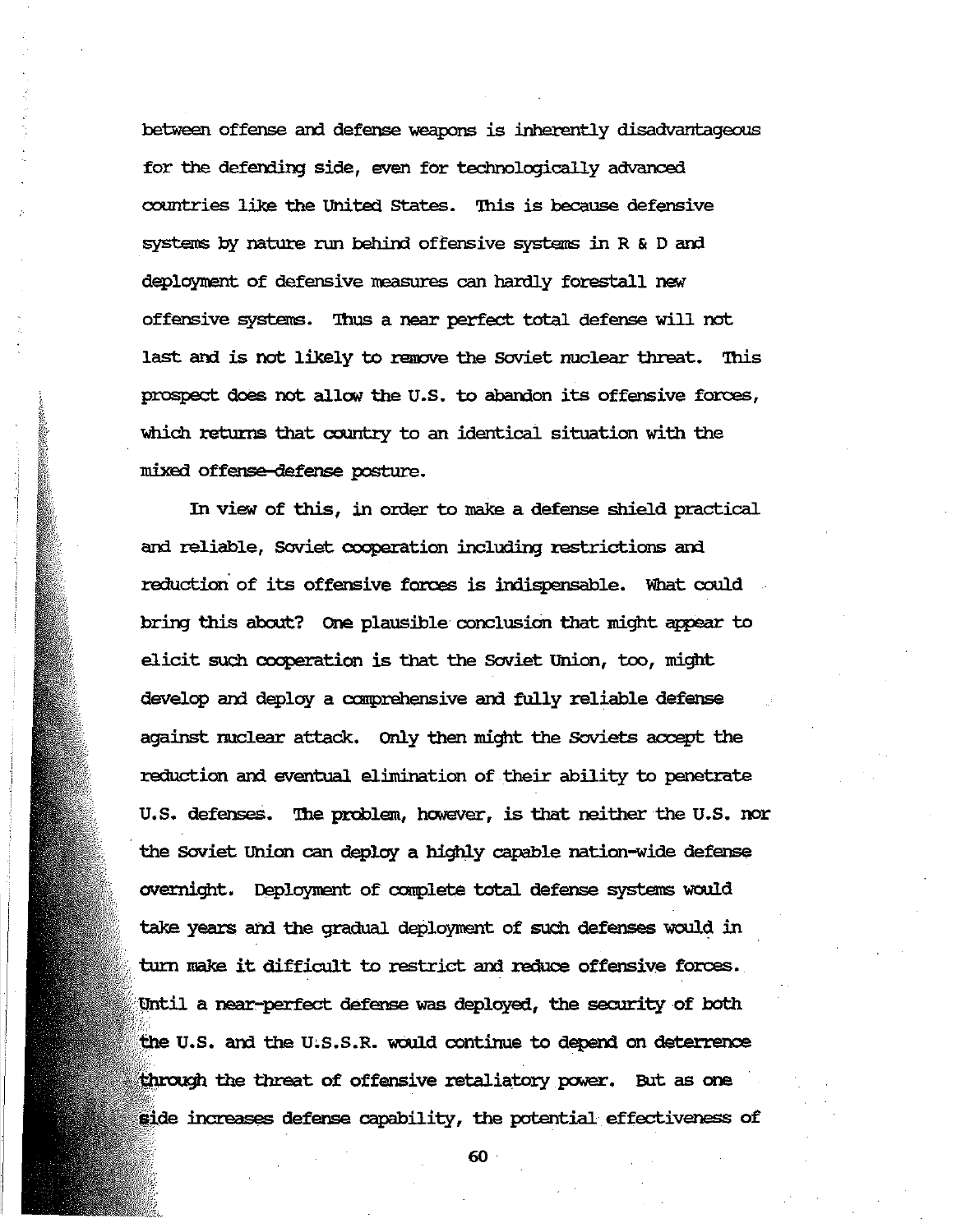between offense and defense weapons is inherently disadvantageous for the defending side, even for technologically advanced countries like the United States. This is because defensive systems by nature run behind offensive systems in R & D and deployment of defensive measures can hardly forestall new offensive systems. Thus a near perfect total defense will not last and is not likely to remove the Soviet nuclear threat. This prospect does not allow the U.S. to abandon its offensive forces, which returns that country to an identical situation with the mixed offense-defense posture.

In view of this, in order to make a defense shield practical and reliable, Soviet cooperation including restrictions and reduction of its offensive forces is indispensable. What could bring this about? One plausible conclusion that might appear to elicit such cooperation is that the Soviet Union, too, might develop and deploy a comprehensive and fully reliable defense against nuclear attack. Only then might the Soviets accept the reduction and eventual elimination of their ability to penetrate U.S. defenses. The problem, however, is that neither the U.S. nor the Soviet Union can deploy a highly capable nation-wide defense overnight. Deployment of complete total defense systems would take years and the gradual deployment of such defenses would in turn make it difficult to restrict and reduce offensive forces. Until a near-perfect defense was deployed, the security of both the U.S. and the U.S.S.R. would continue to depend on deterrence through the threat of offensive retaliatory power. But as one side increases defense capability, the potential effectiveness of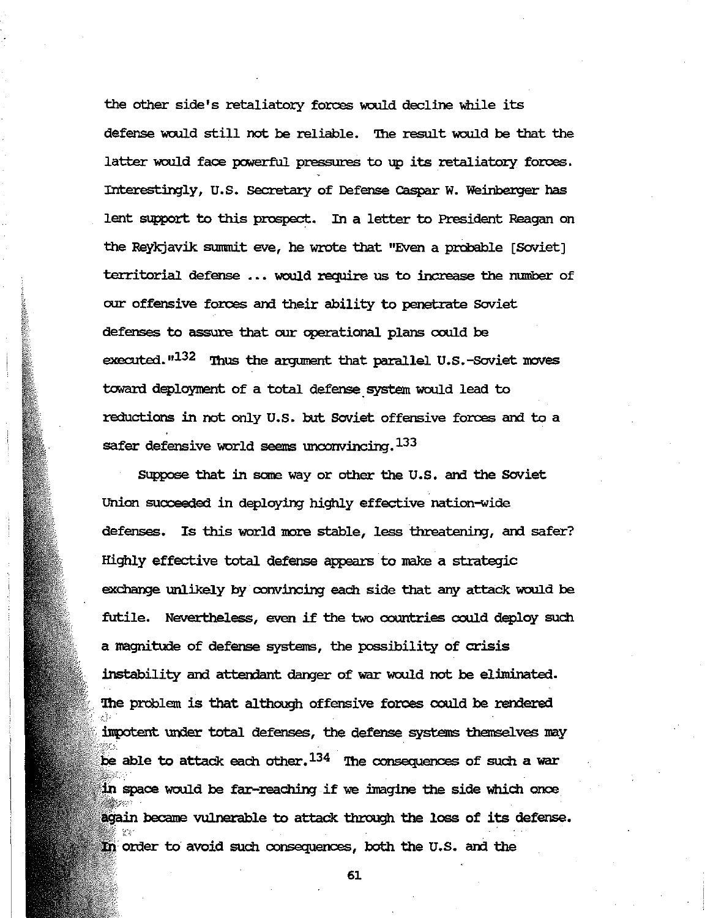the other side's retaliatory forces would decline while its defense would still not be reliable. The result would be that the latter would face powerful pressures to up its retaliatory forces. Interestingly, U.S. Secretary of Defense Caspar W. Weinberger has lent support to this prospect. In a letter to President Reagan on the Reykjavik summit eve, he wrote that "Even a probable [Soviet] territorial defense ... would require us to increase the number of our offensive forces and their ability to penetrate Soviet defenses to assure that our operational plans could be executed."[132] Thus the argument that parallel U.S.-Soviet moves toward deployment of a total defense system would lead to reductions in not only U.S. but Soviet offensive forces and to a safer defensive world seems unconvincing.[133]

Suppose that in some way or other the U.S. and the Soviet Union succeeded in deploying highly effective nation-wide defenses. Is this world more stable, less threatening, and safer? Highly effective total defense appears to make a strategic exchange unlikely by convincing each side that any attack would be futile. Nevertheless, even if the two countries could deploy such a magnitude of defense systems, the possibility of crisis instability and attendant danger of war would not be eliminated. The problem is that although offensive forces could be rendered impotent under total defenses, the defense systems themselves may be able to attack each other.[134] The consequences of such a war in space would be far-reaching if we imagine the side which once again became vulnerable to attack through the loss of its defense. In order to avoid such consequences, both the U.S. and the